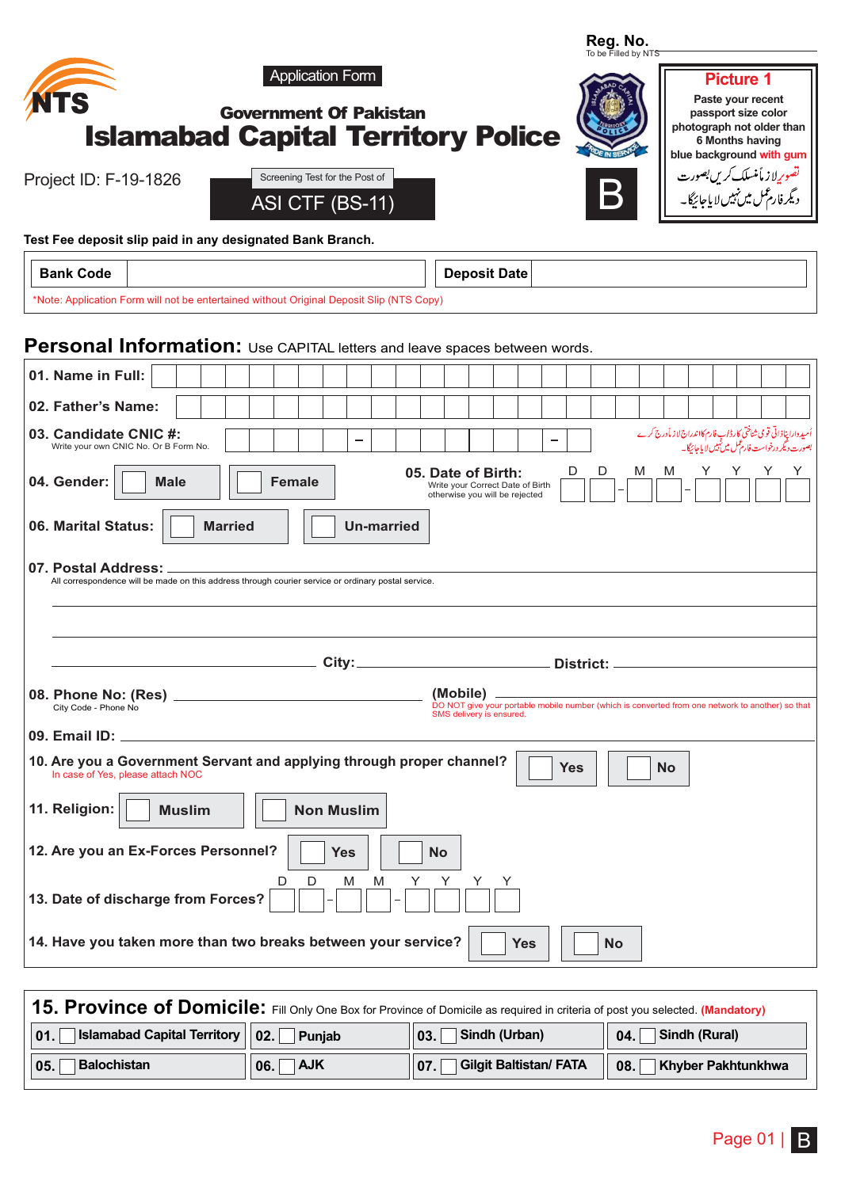**Reg. No.** ____________
To be Filled by NTS

NTS

Application Form

## Government Of Pakistan

# Islamabad Capital Territory Police

Project ID: F-19-1826

Screening Test for the Post of
**ASI CTF (BS-11)**

B

**Picture 1**
Paste your recent passport size color photograph not older than 6 Months having blue background with gum

تصویر لازماً منسلک کریں بصورت دیگر فارم عمل میں نہیں لایا جائیگا۔

**Test Fee deposit slip paid in any designated Bank Branch.**

| **Bank Code** | | **Deposit Date** | |
|---|---|---|---|

*Note: Application Form will not be entertained without Original Deposit Slip (NTS Copy)

## Personal Information: Use CAPITAL letters and leave spaces between words.

**01. Name in Full:** ____________

**02. Father's Name:** ____________

**03. Candidate CNIC #:** _____ – _______ – _
Write your own CNIC No. Or B Form No.

اُمیدوار اپنا ذاتی قومی شناختی کارڈ/ب فارم کا اندراج لازماً درج کرے بصورت دیگر درخواست فارم عمل میں نہیں لایا جائیگا۔

**04. Gender:** ☐ Male ☐ Female

**05. Date of Birth:** D D – M M – Y Y Y Y
Write your Correct Date of Birth otherwise you will be rejected

**06. Marital Status:** ☐ Married ☐ Un-married

**07. Postal Address:** ____________
All correspondence will be made on this address through courier service or ordinary postal service.

____________ **City:** ____________ **District:** ____________

**08. Phone No: (Res)** ____________ **(Mobile)** ____________
City Code - Phone No
DO NOT give your portable mobile number (which is converted from one network to another) so that SMS delivery is ensured.

**09. Email ID:** ____________

**10. Are you a Government Servant and applying through proper channel?** ☐ Yes ☐ No
In case of Yes, please attach NOC

**11. Religion:** ☐ Muslim ☐ Non Muslim

**12. Are you an Ex-Forces Personnel?** ☐ Yes ☐ No

**13. Date of discharge from Forces?** D D – M M – Y Y Y Y

**14. Have you taken more than two breaks between your service?** ☐ Yes ☐ No

## 15. Province of Domicile: Fill Only One Box for Province of Domicile as required in criteria of post you selected. (Mandatory)

| | | | |
|---|---|---|---|
| 01. ☐ Islamabad Capital Territory | 02. ☐ Punjab | 03. ☐ Sindh (Urban) | 04. ☐ Sindh (Rural) |
| 05. ☐ Balochistan | 06. ☐ AJK | 07. ☐ Gilgit Baltistan/ FATA | 08. ☐ Khyber Pakhtunkhwa |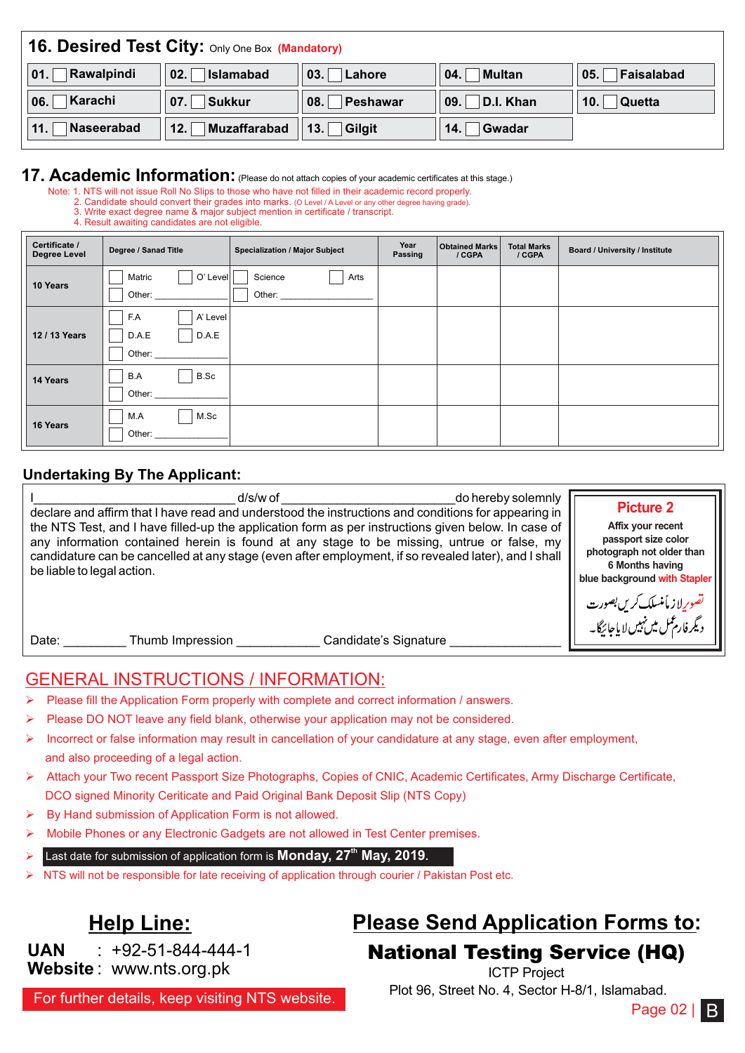## 16. Desired Test City: Only One Box (Mandatory)

| | | | | |
|---|---|---|---|---|
| 01. ☐ Rawalpindi | 02. ☐ Islamabad | 03. ☐ Lahore | 04. ☐ Multan | 05. ☐ Faisalabad |
| 06. ☐ Karachi | 07. ☐ Sukkur | 08. ☐ Peshawar | 09. ☐ D.I. Khan | 10. ☐ Quetta |
| 11. ☐ Naseerabad | 12. ☐ Muzaffarabad | 13. ☐ Gilgit | 14. ☐ Gwadar | |

## 17. Academic Information: (Please do not attach copies of your academic certificates at this stage.)

Note: 1. NTS will not issue Roll No Slips to those who have not filled in their academic record properly.
2. Candidate should convert their grades into marks. (O Level / A Level or any other degree having grade).
3. Write exact degree name & major subject mention in certificate / transcript.
4. Result awaiting candidates are not eligible.

| Certificate / Degree Level | Degree / Sanad Title | Specialization / Major Subject | Year Passing | Obtained Marks / CGPA | Total Marks / CGPA | Board / University / Institute |
|---|---|---|---|---|---|---|
| 10 Years | ☐ Matric ☐ O' Level ☐ Other: ________ | ☐ Science ☐ Arts ☐ Other: ________ | | | | |
| 12 / 13 Years | ☐ F.A ☐ A' Level ☐ D.A.E ☐ D.A.E ☐ Other: ________ | | | | | |
| 14 Years | ☐ B.A ☐ B.Sc ☐ Other: ________ | | | | | |
| 16 Years | ☐ M.A ☐ M.Sc ☐ Other: ________ | | | | | |

## Undertaking By The Applicant:

I ______________________ d/s/w of ______________________ do hereby solemnly declare and affirm that I have read and understood the instructions and conditions for appearing in the NTS Test, and I have filled-up the application form as per instructions given below. In case of any information contained herein is found at any stage to be missing, untrue or false, my candidature can be cancelled at any stage (even after employment, if so revealed later), and I shall be liable to legal action.

Date: _________ Thumb Impression ____________ Candidate's Signature ________________

**Picture 2**

**Affix your recent passport size color photograph not older than 6 Months having blue background with Stapler**

تصویر لازماً منسلک کریں بصورت دیگر فارم عمل میں نہیں لایا جائیگا۔

## GENERAL INSTRUCTIONS / INFORMATION:

- Please fill the Application Form properly with complete and correct information / answers.
- Please DO NOT leave any field blank, otherwise your application may not be considered.
- Incorrect or false information may result in cancellation of your candidature at any stage, even after employment, and also proceeding of a legal action.
- Attach your Two recent Passport Size Photographs, Copies of CNIC, Academic Certificates, Army Discharge Certificate, DCO signed Minority Ceriticate and Paid Original Bank Deposit Slip (NTS Copy)
- By Hand submission of Application Form is not allowed.
- Mobile Phones or any Electronic Gadgets are not allowed in Test Center premises.
- Last date for submission of application form is **Monday, 27th May, 2019.**
- NTS will not be responsible for late receiving of application through courier / Pakistan Post etc.

## Help Line:

**UAN** : +92-51-844-444-1
**Website** : www.nts.org.pk

For further details, keep visiting NTS website.

## Please Send Application Forms to:

**National Testing Service (HQ)**
ICTP Project
Plot 96, Street No. 4, Sector H-8/1, Islamabad.

B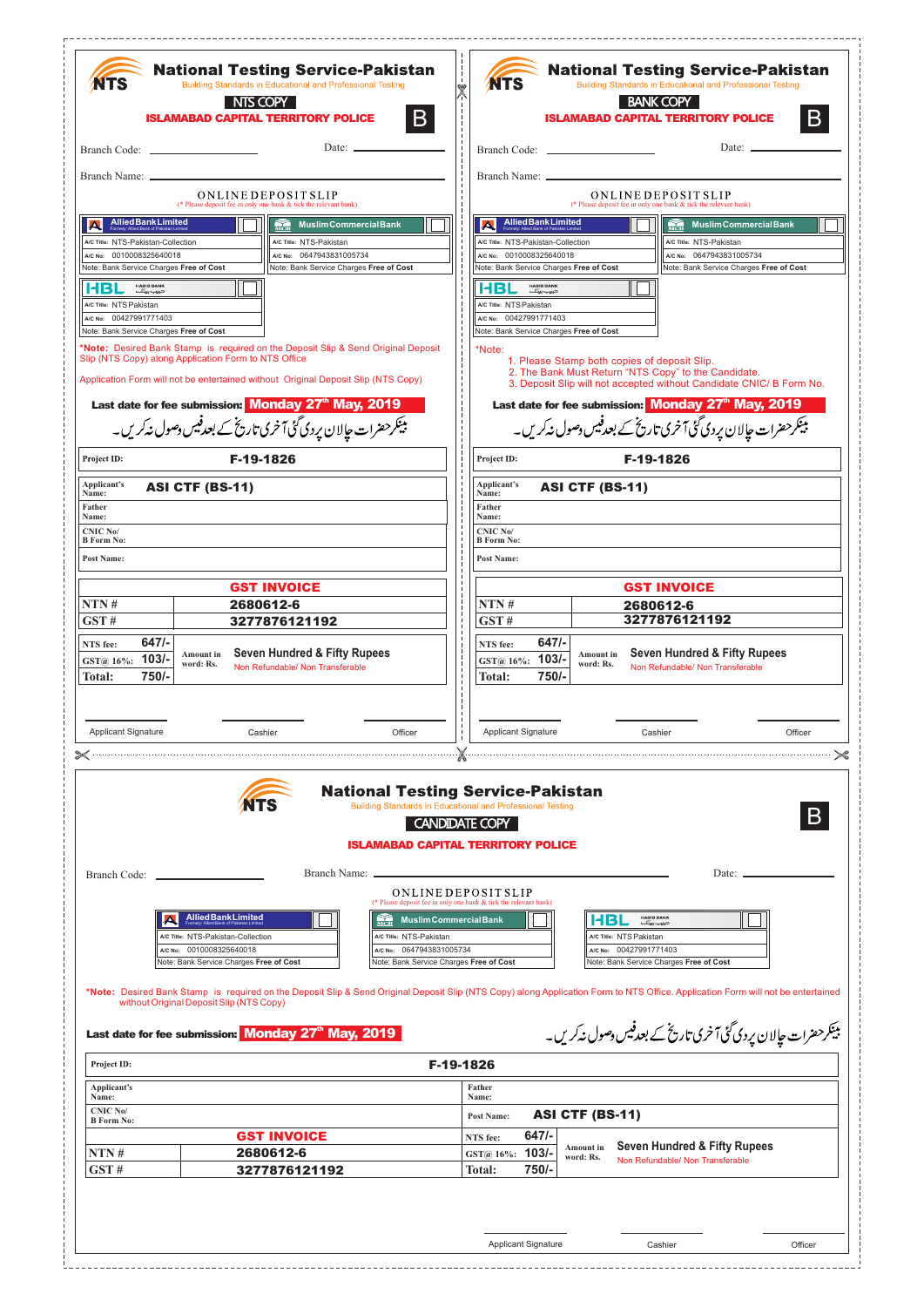# National Testing Service-Pakistan

Building Standards in Educational and Professional Testing

**NTS COPY**

**ISLAMABAD CAPITAL TERRITORY POLICE** **B**

Branch Code: ________ Date: ________

Branch Name: ________

ONLINE DEPOSIT SLIP

(* Please deposit fee in only one bank & tick the relevant bank)

| Allied Bank Limited | Muslim Commercial Bank | HBL |
|---|---|---|
| A/C Title: NTS-Pakistan-Collection | A/C Title: NTS-Pakistan | A/C Title: NTS Pakistan |
| A/C No: 0010008325640018 | A/C No: 0647943831005734 | A/C No: 00427991771403 |
| Note: Bank Service Charges **Free of Cost** | Note: Bank Service Charges **Free of Cost** | Note: Bank Service Charges **Free of Cost** |

*Note: Desired Bank Stamp is required on the Deposit Slip & Send Original Deposit Slip (NTS Copy) along Application Form to NTS Office

Application Form will not be entertained without Original Deposit Slip (NTS Copy)

**Last date for fee submission: Monday 27th May, 2019**

بینکر حضرات چالان پر دی گئی آخری تاریخ کے بعد فیس وصول نہ کریں۔

| | |
|---|---|
| Project ID: | F-19-1826 |
| Applicant's Name: | ASI CTF (BS-11) |
| Father Name: | |
| CNIC No/ B Form No: | |
| Post Name: | |

**GST INVOICE**

| | |
|---|---|
| NTN # | 2680612-6 |
| GST # | 3277876121192 |

| | | | |
|---|---|---|---|
| NTS fee: | 647/- | Amount in word: Rs. | Seven Hundred & Fifty Rupees |
| GST@ 16%: | 103/- | | Non Refundable/ Non Transferable |
| Total: | 750/- | | |

Applicant Signature Cashier Officer

---

# National Testing Service-Pakistan

Building Standards in Educational and Professional Testing

**BANK COPY**

**ISLAMABAD CAPITAL TERRITORY POLICE** **B**

Branch Code: ________ Date: ________

Branch Name: ________

ONLINE DEPOSIT SLIP

(* Please deposit fee in only one bank & tick the relevant bank)

| Allied Bank Limited | Muslim Commercial Bank | HBL |
|---|---|---|
| A/C Title: NTS-Pakistan-Collection | A/C Title: NTS-Pakistan | A/C Title: NTS Pakistan |
| A/C No: 0010008325640018 | A/C No: 0647943831005734 | A/C No: 00427991771403 |
| Note: Bank Service Charges **Free of Cost** | Note: Bank Service Charges **Free of Cost** | Note: Bank Service Charges **Free of Cost** |

*Note:
1. Please Stamp both copies of deposit Slip.
2. The Bank Must Return "NTS Copy" to the Candidate.
3. Deposit Slip will not accepted without Candidate CNIC/ B Form No.

**Last date for fee submission: Monday 27th May, 2019**

بینکر حضرات چالان پر دی گئی آخری تاریخ کے بعد فیس وصول نہ کریں۔

| | |
|---|---|
| Project ID: | F-19-1826 |
| Applicant's Name: | ASI CTF (BS-11) |
| Father Name: | |
| CNIC No/ B Form No: | |
| Post Name: | |

**GST INVOICE**

| | |
|---|---|
| NTN # | 2680612-6 |
| GST # | 3277876121192 |

| | | | |
|---|---|---|---|
| NTS fee: | 647/- | Amount in word: Rs. | Seven Hundred & Fifty Rupees |
| GST@ 16%: | 103/- | | Non Refundable/ Non Transferable |
| Total: | 750/- | | |

Applicant Signature Cashier Officer

---

# National Testing Service-Pakistan

Building Standards in Educational and Professional Testing

**CANDIDATE COPY**

**ISLAMABAD CAPITAL TERRITORY POLICE** **B**

Branch Code: ________ Branch Name: ________ Date: ________

ONLINE DEPOSIT SLIP

(* Please deposit fee in only one bank & tick the relevant bank)

| Allied Bank Limited | Muslim Commercial Bank | HBL |
|---|---|---|
| A/C Title: NTS-Pakistan-Collection | A/C Title: NTS-Pakistan | A/C Title: NTS Pakistan |
| A/C No: 0010008325640018 | A/C No: 0647943831005734 | A/C No: 00427991771403 |
| Note: Bank Service Charges **Free of Cost** | Note: Bank Service Charges **Free of Cost** | Note: Bank Service Charges **Free of Cost** |

*Note: Desired Bank Stamp is required on the Deposit Slip & Send Original Deposit Slip (NTS Copy) along Application Form to NTS Office. Application Form will not be entertained without Original Deposit Slip (NTS Copy)

**Last date for fee submission: Monday 27th May, 2019**

بینکر حضرات چالان پر دی گئی آخری تاریخ کے بعد فیس وصول نہ کریں۔

| | | | |
|---|---|---|---|
| Project ID: | F-19-1826 | | |
| Applicant's Name: | | Father Name: | |
| CNIC No/ B Form No: | | Post Name: | ASI CTF (BS-11) |

**GST INVOICE**

| | |
|---|---|
| NTN # | 2680612-6 |
| GST # | 3277876121192 |

| | | | |
|---|---|---|---|
| NTS fee: | 647/- | Amount in word: Rs. | Seven Hundred & Fifty Rupees |
| GST@ 16%: | 103/- | | Non Refundable/ Non Transferable |
| Total: | 750/- | | |

Applicant Signature Cashier Officer